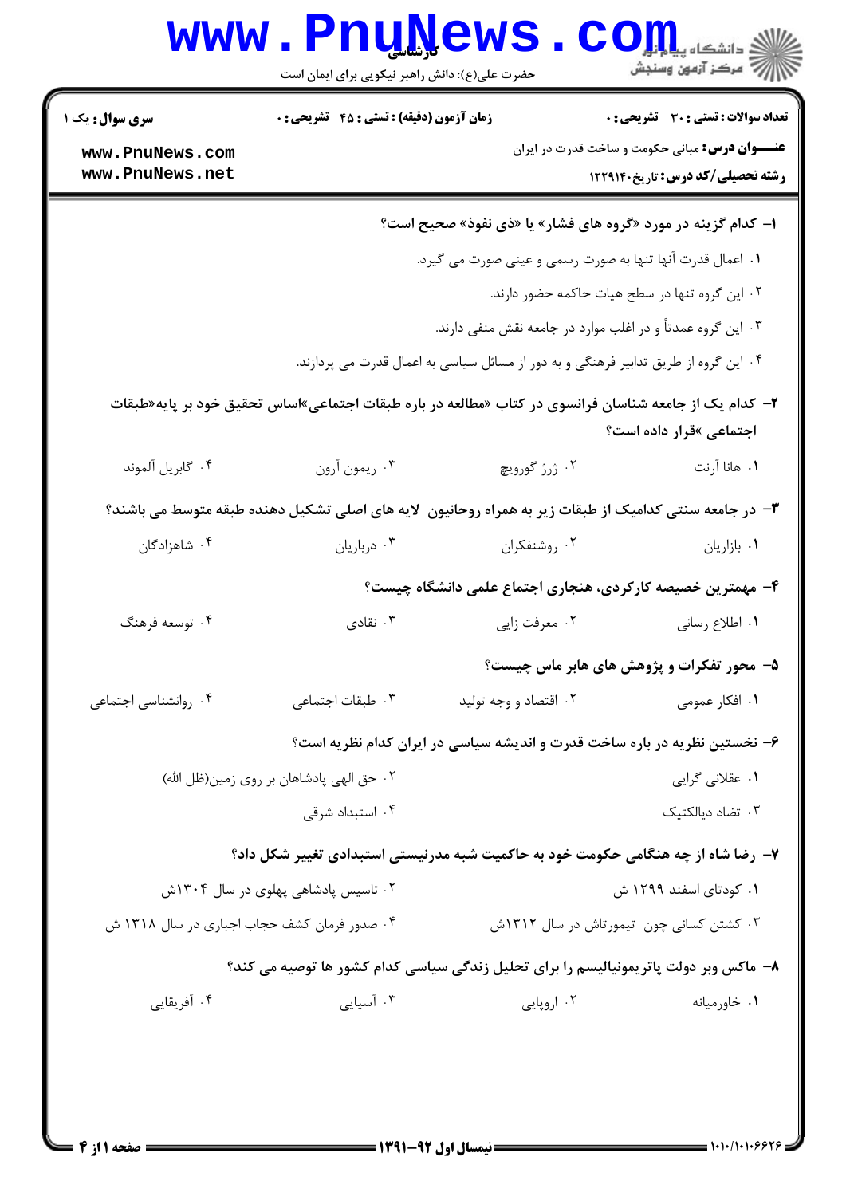**سری سوال:** یک ۱

**زمان آزمون (دقیقه) : تستی : ۴۵ تشریحی : ۰**

**تعداد سوالات : تستی : ۳۰ تشریحی : ۰**

**عنـــوان درس:** مبانی حکومت و ساخت قدرت در ایران

**رشته تحصیلی/کد درس:** تاریخ۱۲۲۹۱۴۰

**۱- کدام گزینه در مورد «گروه های فشار» یا «ذی نفوذ» صحیح است؟**

۱. اعمال قدرت آنها تنها به صورت رسمی و عینی صورت می گیرد.

۲. این گروه تنها در سطح هیات حاکمه حضور دارند.

۳. این گروه عمدتاً و در اغلب موارد در جامعه نقش منفی دارند.

۴. این گروه از طریق تدابیر فرهنگی و به دور از مسائل سیاسی به اعمال قدرت می پردازند.

**۲- کدام یک از جامعه شناسان فرانسوی در کتاب «مطالعه در باره طبقات اجتماعی»اساس تحقیق خود بر پایه«طبقات اجتماعی »قرار داده است؟**

۱. هانا آرنت
۲. ژرژ گورویچ
۳. ریمون آرون
۴. گابریل آلموند

**۳- در جامعه سنتی کدامیک از طبقات زیر به همراه روحانیون لایه های اصلی تشکیل دهنده طبقه متوسط می باشند؟**

۱. بازاریان
۲. روشنفکران
۳. درباریان
۴. شاهزادگان

**۴- مهمترین خصیصه کارکردی، هنجاری اجتماع علمی دانشگاه چیست؟**

۱. اطلاع رسانی
۲. معرفت زایی
۳. نقادی
۴. توسعه فرهنگ

**۵- محور تفکرات و پژوهش های هابر ماس چیست؟**

۱. افکار عمومی
۲. اقتصاد و وجه تولید
۳. طبقات اجتماعی
۴. روانشناسی اجتماعی

**۶- نخستین نظریه در باره ساخت قدرت و اندیشه سیاسی در ایران کدام نظریه است؟**

۱. عقلانی گرایی
۲. حق الهی پادشاهان بر روی زمین(ظل الله)
۳. تضاد دیالکتیک
۴. استبداد شرقی

**۷- رضا شاه از چه هنگامی حکومت خود به حاکمیت شبه مدرنیستی استبدادی تغییر شکل داد؟**

۱. کودتای اسفند ۱۲۹۹ ش
۲. تاسیس پادشاهی پهلوی در سال ۱۳۰۴ش
۳. کشتن کسانی چون تیمورتاش در سال ۱۳۱۲ش
۴. صدور فرمان کشف حجاب اجباری در سال ۱۳۱۸ ش

**۸- ماکس وبر دولت پاتریمونیالیسم را برای تحلیل زندگی سیاسی کدام کشور ها توصیه می کند؟**

۱. خاورمیانه
۲. اروپایی
۳. آسیایی
۴. آفریقایی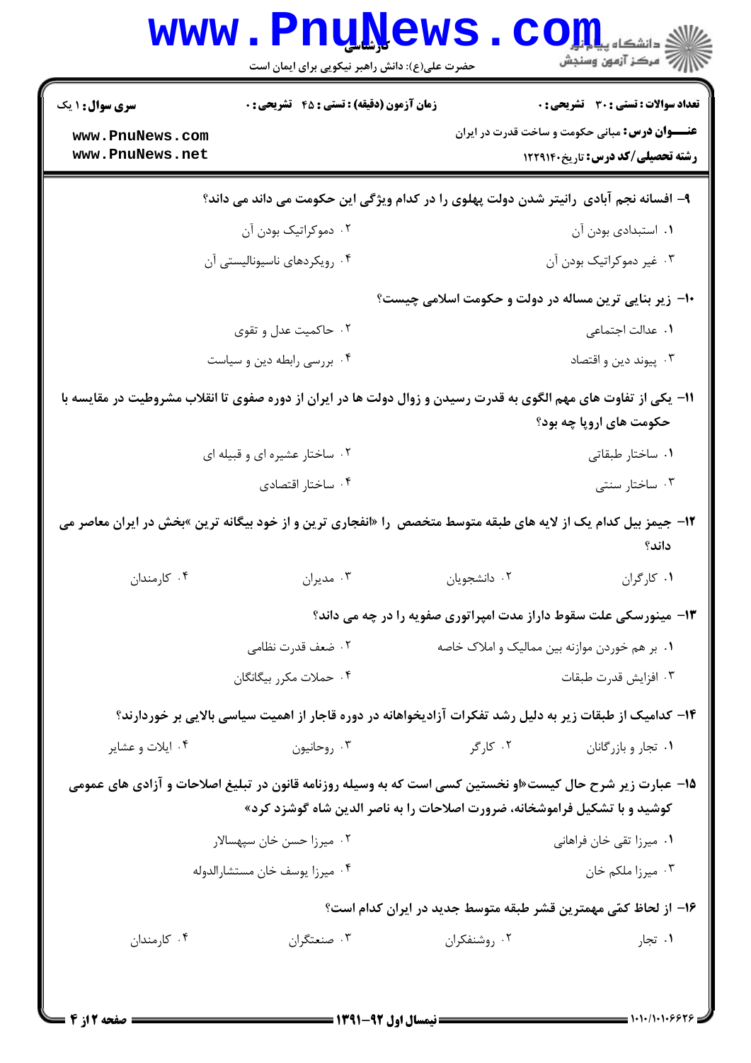۹- افسانه نجم آبادی رانیتر شدن دولت پهلوی را در کدام ویژگی این حکومت می داند؟

۱. استبدادی بودن آن
۲. دموکراتیک بودن آن
۳. غیر دموکراتیک بودن آن
۴. رویکردهای ناسیونالیستی آن

۱۰- زیر بنایی ترین مساله در دولت و حکومت اسلامی چیست؟

۱. عدالت اجتماعی
۲. حاکمیت عدل و تقوی
۳. پیوند دین و اقتصاد
۴. بررسی رابطه دین و سیاست

۱۱- یکی از تفاوت های مهم الگوی به قدرت رسیدن و زوال دولت ها در ایران از دوره صفوی تا انقلاب مشروطیت در مقایسه با حکومت های اروپا چه بود؟

۱. ساختار طبقاتی
۲. ساختار عشیره ای و قبیله ای
۳. ساختار سنتی
۴. ساختار اقتصادی

۱۲- جیمز بیل کدام یک از لایه های طبقه متوسط متخصص را «انفجاری ترین و از خود بیگانه ترین »بخش در ایران معاصر می داند؟

۱. کارگران
۲. دانشجویان
۳. مدیران
۴. کارمندان

۱۳- مینورسکی علت سقوط داراز مدت امپراتوری صفویه را در چه می داند؟

۱. بر هم خوردن موازنه بین ممالیک و املاک خاصه
۲. ضعف قدرت نظامی
۳. افزایش قدرت طبقات
۴. حملات مکرر بیگانگان

۱۴- کدامیک از طبقات زیر به دلیل رشد تفکرات آزادیخواهانه در دوره قاجار از اهمیت سیاسی بالایی بر خوردارند؟

۱. تجار و بازرگانان
۲. کارگر
۳. روحانیون
۴. ایلات و عشایر

۱۵- عبارت زیر شرح حال کیست«او نخستین کسی است که به وسیله روزنامه قانون در تبلیغ اصلاحات و آزادی های عمومی کوشید و با تشکیل فراموشخانه، ضرورت اصلاحات را به ناصر الدین شاه گوشزد کرد»

۱. میرزا تقی خان فراهانی
۲. میرزا حسن خان سپهسالار
۳. میرزا ملکم خان
۴. میرزا یوسف خان مستشارالدوله

۱۶- از لحاظ کمّی مهمترین قشر طبقه متوسط جدید در ایران کدام است؟

۱. تجار
۲. روشنفکران
۳. صنعتگران
۴. کارمندان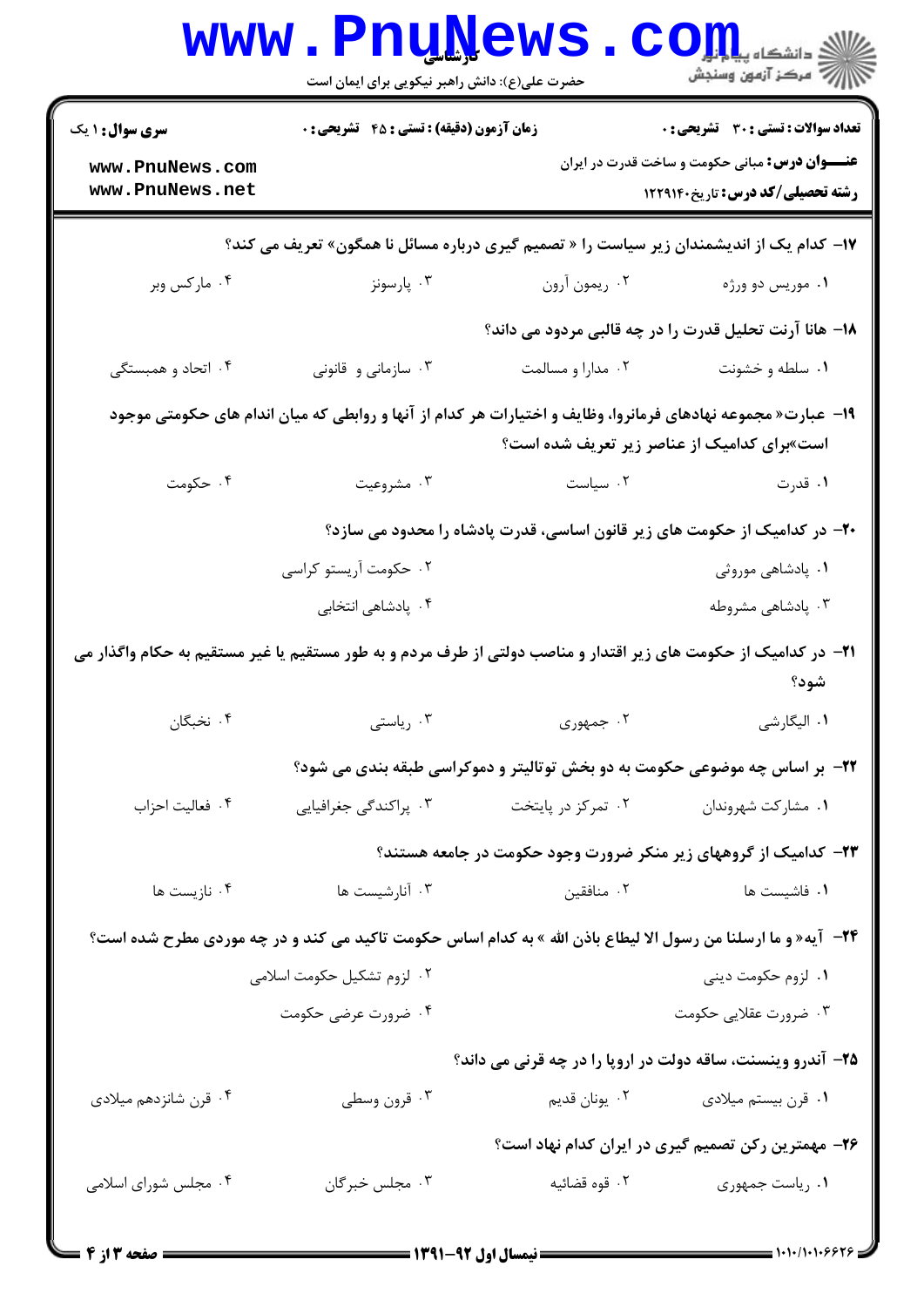۱۷- کدام یک از اندیشمندان زیر سیاست را « تصمیم گیری درباره مسائل نا همگون» تعریف می کند؟

۱. موریس دو ورژه
۲. ریمون آرون
۳. پارسونز
۴. مارکس وبر

۱۸- هانا آرنت تحلیل قدرت را در چه قالبی مردود می داند؟

۱. سلطه و خشونت
۲. مدارا و مسالمت
۳. سازمانی و قانونی
۴. اتحاد و همبستگی

۱۹- عبارت« مجموعه نهادهای فرمانروا، وظایف و اختیارات هر کدام از آنها و روابطی که میان اندام های حکومتی موجود است»برای کدامیک از عناصر زیر تعریف شده است؟

۱. قدرت
۲. سیاست
۳. مشروعیت
۴. حکومت

۲۰- در کدامیک از حکومت های زیر قانون اساسی، قدرت پادشاه را محدود می سازد؟

۱. پادشاهی موروثی
۲. حکومت آریستو کراسی
۳. پادشاهی مشروطه
۴. پادشاهی انتخابی

۲۱- در کدامیک از حکومت های زیر اقتدار و مناصب دولتی از طرف مردم و به طور مستقیم یا غیر مستقیم به حکام واگذار می شود؟

۱. الیگارشی
۲. جمهوری
۳. ریاستی
۴. نخبگان

۲۲- بر اساس چه موضوعی حکومت به دو بخش توتالیتر و دموکراسی طبقه بندی می شود؟

۱. مشارکت شهروندان
۲. تمرکز در پایتخت
۳. پراکندگی جغرافیایی
۴. فعالیت احزاب

۲۳- کدامیک از گروههای زیر منکر ضرورت وجود حکومت در جامعه هستند؟

۱. فاشیست ها
۲. منافقین
۳. آنارشیست ها
۴. نازیست ها

۲۴- آیه« و ما ارسلنا من رسول الا لیطاع باذن الله » به کدام اساس حکومت تاکید می کند و در چه موردی مطرح شده است؟

۱. لزوم حکومت دینی
۲. لزوم تشکیل حکومت اسلامی
۳. ضرورت عقلایی حکومت
۴. ضرورت عرضی حکومت

۲۵- آندرو وینسنت، ساقه دولت در اروپا را در چه قرنی می داند؟

۱. قرن بیستم میلادی
۲. یونان قدیم
۳. قرون وسطی
۴. قرن شانزدهم میلادی

۲۶- مهمترین رکن تصمیم گیری در ایران کدام نهاد است؟

۱. ریاست جمهوری
۲. قوه قضائیه
۳. مجلس خبرگان
۴. مجلس شورای اسلامی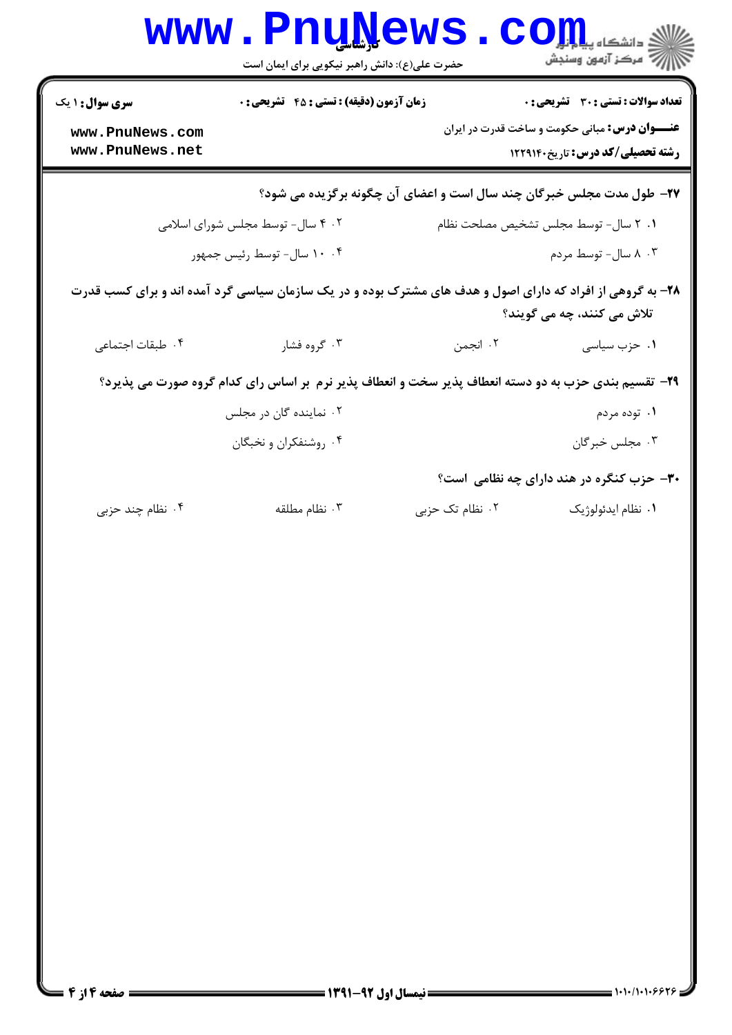**عنـــوان درس:** مبانی حکومت و ساخت قدرت در ایران

**رشته تحصیلی/کد درس:** تاریخ۱۲۲۹۱۴۰

**تعداد سوالات:** تستی : ۳۰   تشریحی : ۰

**زمان آزمون (دقیقه) :** تستی : ۴۵   تشریحی : ۰

**سری سوال :** ۱ یک

**۲۷- طول مدت مجلس خبرگان چند سال است و اعضای آن چگونه برگزیده می شود؟**

۱. ۲ سال- توسط مجلس تشخیص مصلحت نظام

۲. ۴ سال- توسط مجلس شورای اسلامی

۳. ۸ سال- توسط مردم

۴. ۱۰ سال- توسط رئیس جمهور

**۲۸- به گروهی از افراد که دارای اصول و هدف های مشترک بوده و در یک سازمان سیاسی گرد آمده اند و برای کسب قدرت تلاش می کنند، چه می گویند؟**

۱. حزب سیاسی

۲. انجمن

۳. گروه فشار

۴. طبقات اجتماعی

**۲۹- تقسیم بندی حزب به دو دسته انعطاف پذیر سخت و انعطاف پذیر نرم بر اساس رای کدام گروه صورت می پذیرد؟**

۱. توده مردم

۲. نماینده گان در مجلس

۳. مجلس خبرگان

۴. روشنفکران و نخبگان

**۳۰- حزب کنگره در هند دارای چه نظامی است؟**

۱. نظام ایدئولوژیک

۲. نظام تک حزبی

۳. نظام مطلقه

۴. نظام چند حزبی